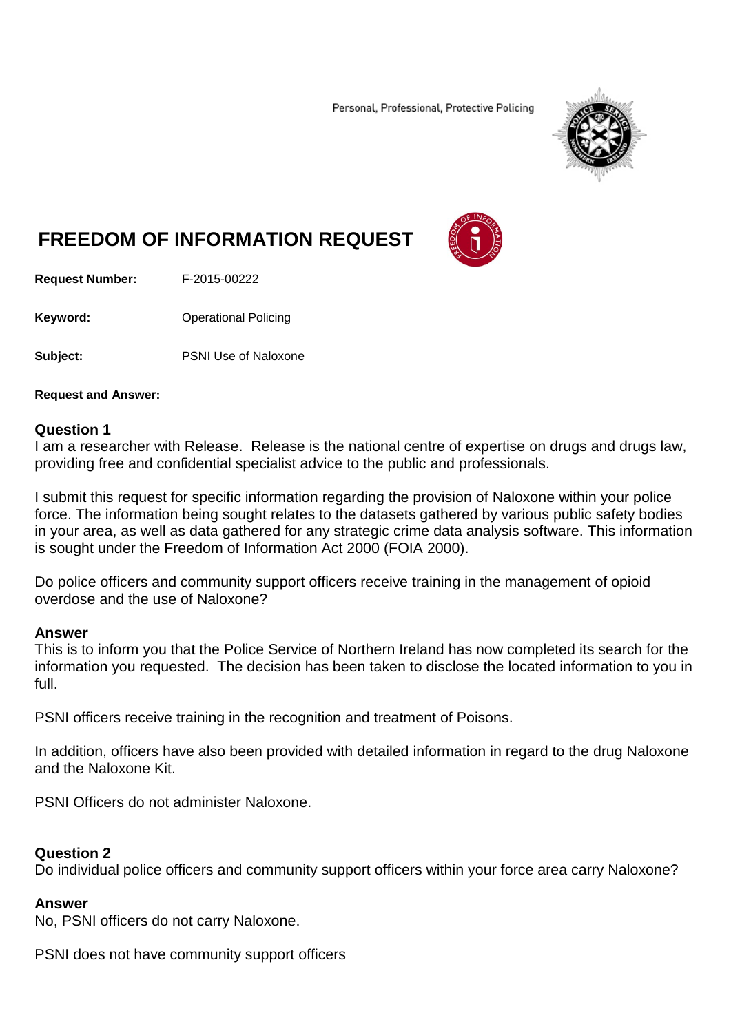Personal, Professional, Protective Policing

# FREEDOM OF INFORMATION REQUEST

**Request Number:** F-2015-00222

**Keyword:** Operational Policing

**Subject:** PSNI Use of Naloxone

**Request and Answer:**

### Question 1

I am a researcher with Release. Release is the national centre of expertise on drugs and drugs law, providing free and confidential specialist advice to the public and professionals.

I submit this request for specific information regarding the provision of Naloxone within your police force. The information being sought relates to the datasets gathered by various public safety bodies in your area, as well as data gathered for any strategic crime data analysis software. This information is sought under the Freedom of Information Act 2000 (FOIA 2000).

Do police officers and community support officers receive training in the management of opioid overdose and the use of Naloxone?

### Answer

This is to inform you that the Police Service of Northern Ireland has now completed its search for the information you requested. The decision has been taken to disclose the located information to you in full.

PSNI officers receive training in the recognition and treatment of Poisons.

In addition, officers have also been provided with detailed information in regard to the drug Naloxone and the Naloxone Kit.

PSNI Officers do not administer Naloxone.

### Question 2

Do individual police officers and community support officers within your force area carry Naloxone?

### Answer

No, PSNI officers do not carry Naloxone.

PSNI does not have community support officers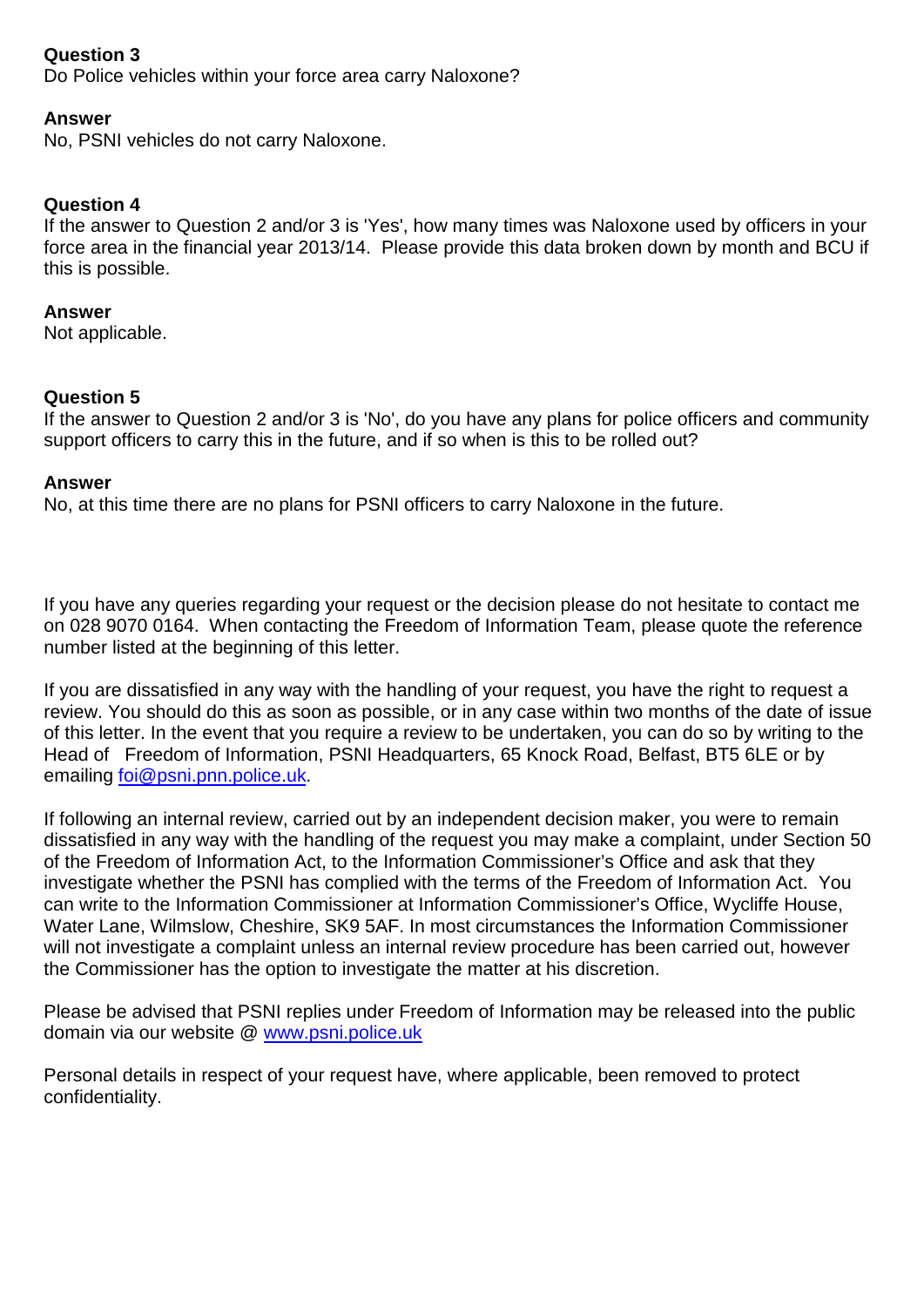**Question 3**
Do Police vehicles within your force area carry Naloxone?

**Answer**
No, PSNI vehicles do not carry Naloxone.

**Question 4**
If the answer to Question 2 and/or 3 is 'Yes', how many times was Naloxone used by officers in your force area in the financial year 2013/14. Please provide this data broken down by month and BCU if this is possible.

**Answer**
Not applicable.

**Question 5**
If the answer to Question 2 and/or 3 is 'No', do you have any plans for police officers and community support officers to carry this in the future, and if so when is this to be rolled out?

**Answer**
No, at this time there are no plans for PSNI officers to carry Naloxone in the future.

If you have any queries regarding your request or the decision please do not hesitate to contact me on 028 9070 0164. When contacting the Freedom of Information Team, please quote the reference number listed at the beginning of this letter.

If you are dissatisfied in any way with the handling of your request, you have the right to request a review. You should do this as soon as possible, or in any case within two months of the date of issue of this letter. In the event that you require a review to be undertaken, you can do so by writing to the Head of Freedom of Information, PSNI Headquarters, 65 Knock Road, Belfast, BT5 6LE or by emailing foi@psni.pnn.police.uk.

If following an internal review, carried out by an independent decision maker, you were to remain dissatisfied in any way with the handling of the request you may make a complaint, under Section 50 of the Freedom of Information Act, to the Information Commissioner's Office and ask that they investigate whether the PSNI has complied with the terms of the Freedom of Information Act. You can write to the Information Commissioner at Information Commissioner's Office, Wycliffe House, Water Lane, Wilmslow, Cheshire, SK9 5AF. In most circumstances the Information Commissioner will not investigate a complaint unless an internal review procedure has been carried out, however the Commissioner has the option to investigate the matter at his discretion.

Please be advised that PSNI replies under Freedom of Information may be released into the public domain via our website @ www.psni.police.uk

Personal details in respect of your request have, where applicable, been removed to protect confidentiality.